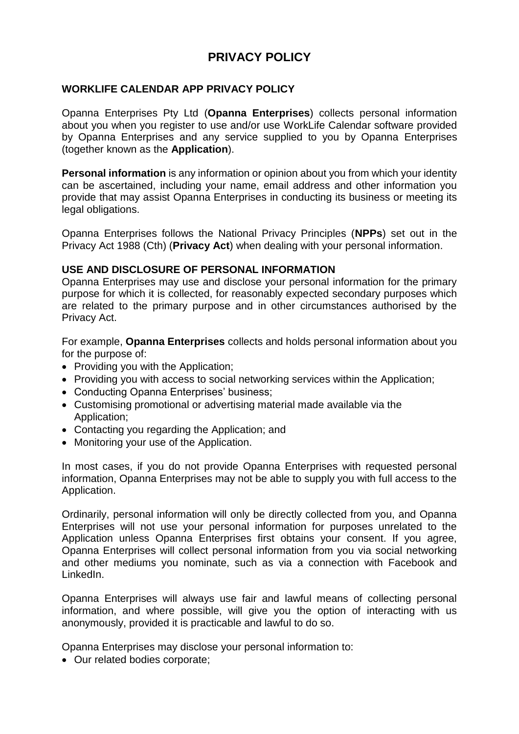# PRIVACY POLICY

## WORKLIFE CALENDAR APP PRIVACY POLICY

Opanna Enterprises Pty Ltd (**Opanna Enterprises**) collects personal information about you when you register to use and/or use WorkLife Calendar software provided by Opanna Enterprises and any service supplied to you by Opanna Enterprises (together known as the **Application**).

**Personal information** is any information or opinion about you from which your identity can be ascertained, including your name, email address and other information you provide that may assist Opanna Enterprises in conducting its business or meeting its legal obligations.

Opanna Enterprises follows the National Privacy Principles (**NPPs**) set out in the Privacy Act 1988 (Cth) (**Privacy Act**) when dealing with your personal information.

## USE AND DISCLOSURE OF PERSONAL INFORMATION

Opanna Enterprises may use and disclose your personal information for the primary purpose for which it is collected, for reasonably expected secondary purposes which are related to the primary purpose and in other circumstances authorised by the Privacy Act.

For example, **Opanna Enterprises** collects and holds personal information about you for the purpose of:

- Providing you with the Application;
- Providing you with access to social networking services within the Application;
- Conducting Opanna Enterprises' business;
- Customising promotional or advertising material made available via the Application;
- Contacting you regarding the Application; and
- Monitoring your use of the Application.

In most cases, if you do not provide Opanna Enterprises with requested personal information, Opanna Enterprises may not be able to supply you with full access to the Application.

Ordinarily, personal information will only be directly collected from you, and Opanna Enterprises will not use your personal information for purposes unrelated to the Application unless Opanna Enterprises first obtains your consent. If you agree, Opanna Enterprises will collect personal information from you via social networking and other mediums you nominate, such as via a connection with Facebook and LinkedIn.

Opanna Enterprises will always use fair and lawful means of collecting personal information, and where possible, will give you the option of interacting with us anonymously, provided it is practicable and lawful to do so.

Opanna Enterprises may disclose your personal information to:

- Our related bodies corporate;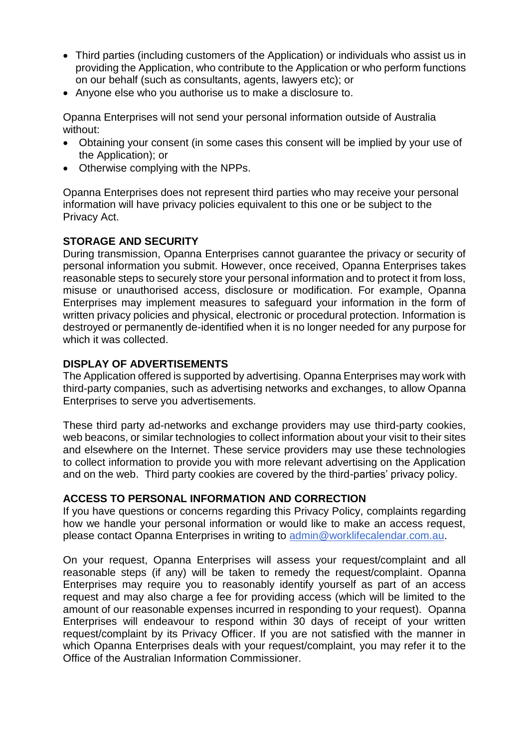- Third parties (including customers of the Application) or individuals who assist us in providing the Application, who contribute to the Application or who perform functions on our behalf (such as consultants, agents, lawyers etc); or
- Anyone else who you authorise us to make a disclosure to.

Opanna Enterprises will not send your personal information outside of Australia without:

- Obtaining your consent (in some cases this consent will be implied by your use of the Application); or
- Otherwise complying with the NPPs.

Opanna Enterprises does not represent third parties who may receive your personal information will have privacy policies equivalent to this one or be subject to the Privacy Act.

**STORAGE AND SECURITY**

During transmission, Opanna Enterprises cannot guarantee the privacy or security of personal information you submit. However, once received, Opanna Enterprises takes reasonable steps to securely store your personal information and to protect it from loss, misuse or unauthorised access, disclosure or modification. For example, Opanna Enterprises may implement measures to safeguard your information in the form of written privacy policies and physical, electronic or procedural protection. Information is destroyed or permanently de-identified when it is no longer needed for any purpose for which it was collected.

**DISPLAY OF ADVERTISEMENTS**

The Application offered is supported by advertising. Opanna Enterprises may work with third-party companies, such as advertising networks and exchanges, to allow Opanna Enterprises to serve you advertisements.

These third party ad-networks and exchange providers may use third-party cookies, web beacons, or similar technologies to collect information about your visit to their sites and elsewhere on the Internet. These service providers may use these technologies to collect information to provide you with more relevant advertising on the Application and on the web. Third party cookies are covered by the third-parties' privacy policy.

**ACCESS TO PERSONAL INFORMATION AND CORRECTION**

If you have questions or concerns regarding this Privacy Policy, complaints regarding how we handle your personal information or would like to make an access request, please contact Opanna Enterprises in writing to admin@worklifecalendar.com.au.

On your request, Opanna Enterprises will assess your request/complaint and all reasonable steps (if any) will be taken to remedy the request/complaint. Opanna Enterprises may require you to reasonably identify yourself as part of an access request and may also charge a fee for providing access (which will be limited to the amount of our reasonable expenses incurred in responding to your request). Opanna Enterprises will endeavour to respond within 30 days of receipt of your written request/complaint by its Privacy Officer. If you are not satisfied with the manner in which Opanna Enterprises deals with your request/complaint, you may refer it to the Office of the Australian Information Commissioner.